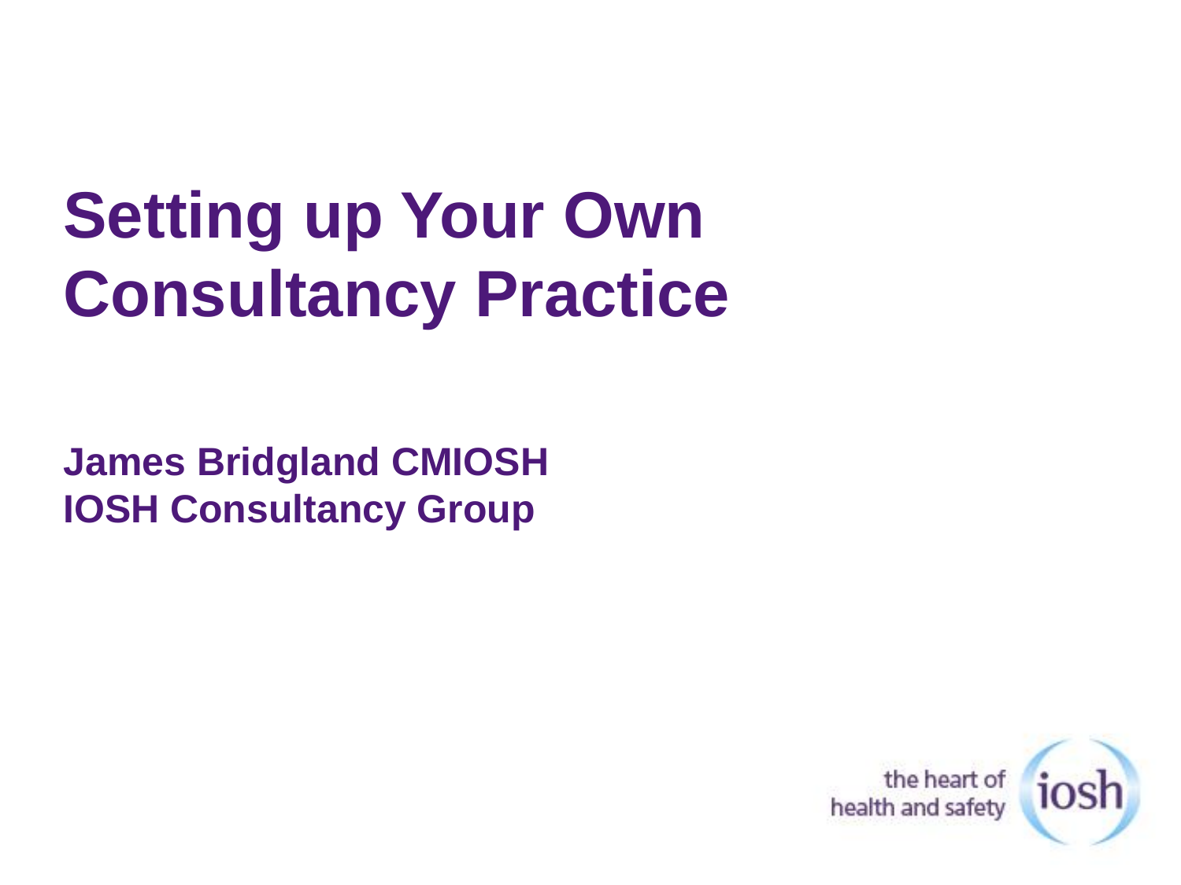# Setting up Your Own Consultancy Practice

**James Bridgland CMIOSH**
**IOSH Consultancy Group**

the heart of health and safety iosh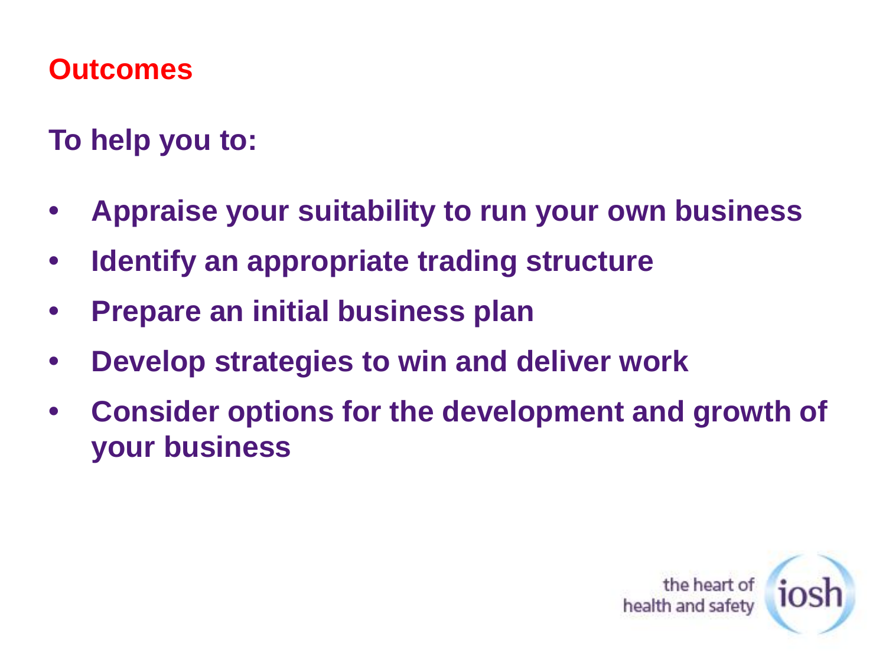## Outcomes

**To help you to:**

- **Appraise your suitability to run your own business**
- **Identify an appropriate trading structure**
- **Prepare an initial business plan**
- **Develop strategies to win and deliver work**
- **Consider options for the development and growth of your business**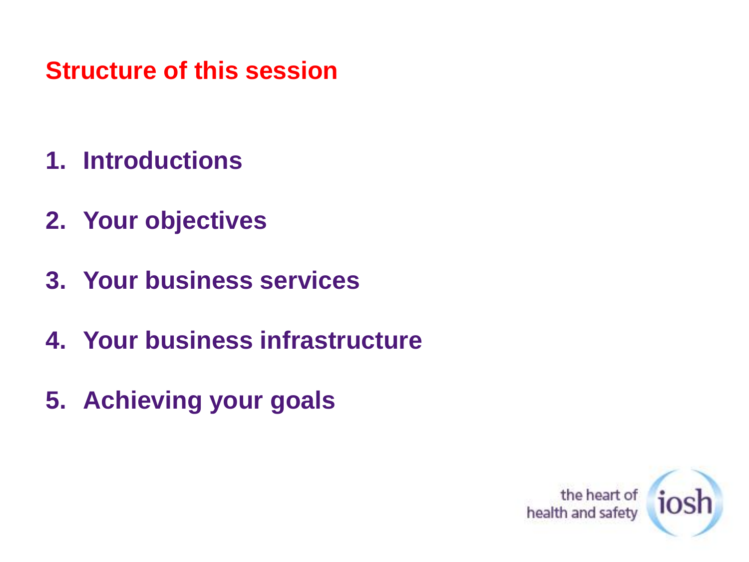## Structure of this session

1. **Introductions**
2. **Your objectives**
3. **Your business services**
4. **Your business infrastructure**
5. **Achieving your goals**

the heart of health and safety iosh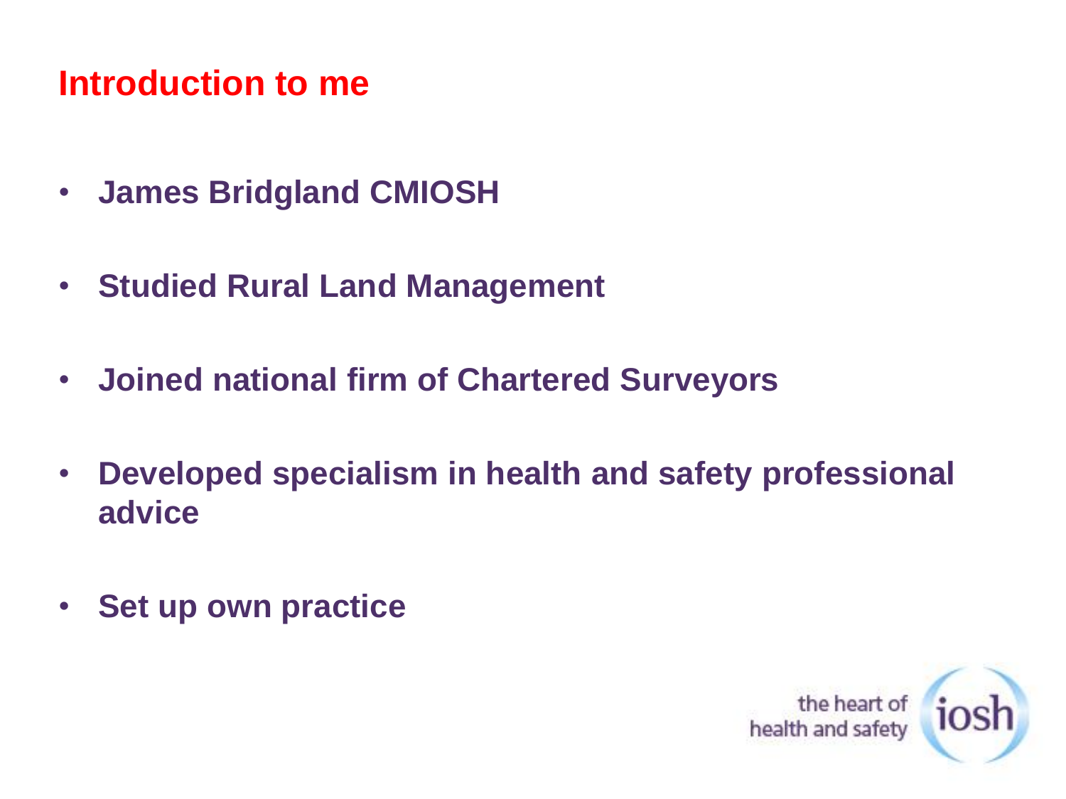## Introduction to me

- **James Bridgland CMIOSH**
- **Studied Rural Land Management**
- **Joined national firm of Chartered Surveyors**
- **Developed specialism in health and safety professional advice**
- **Set up own practice**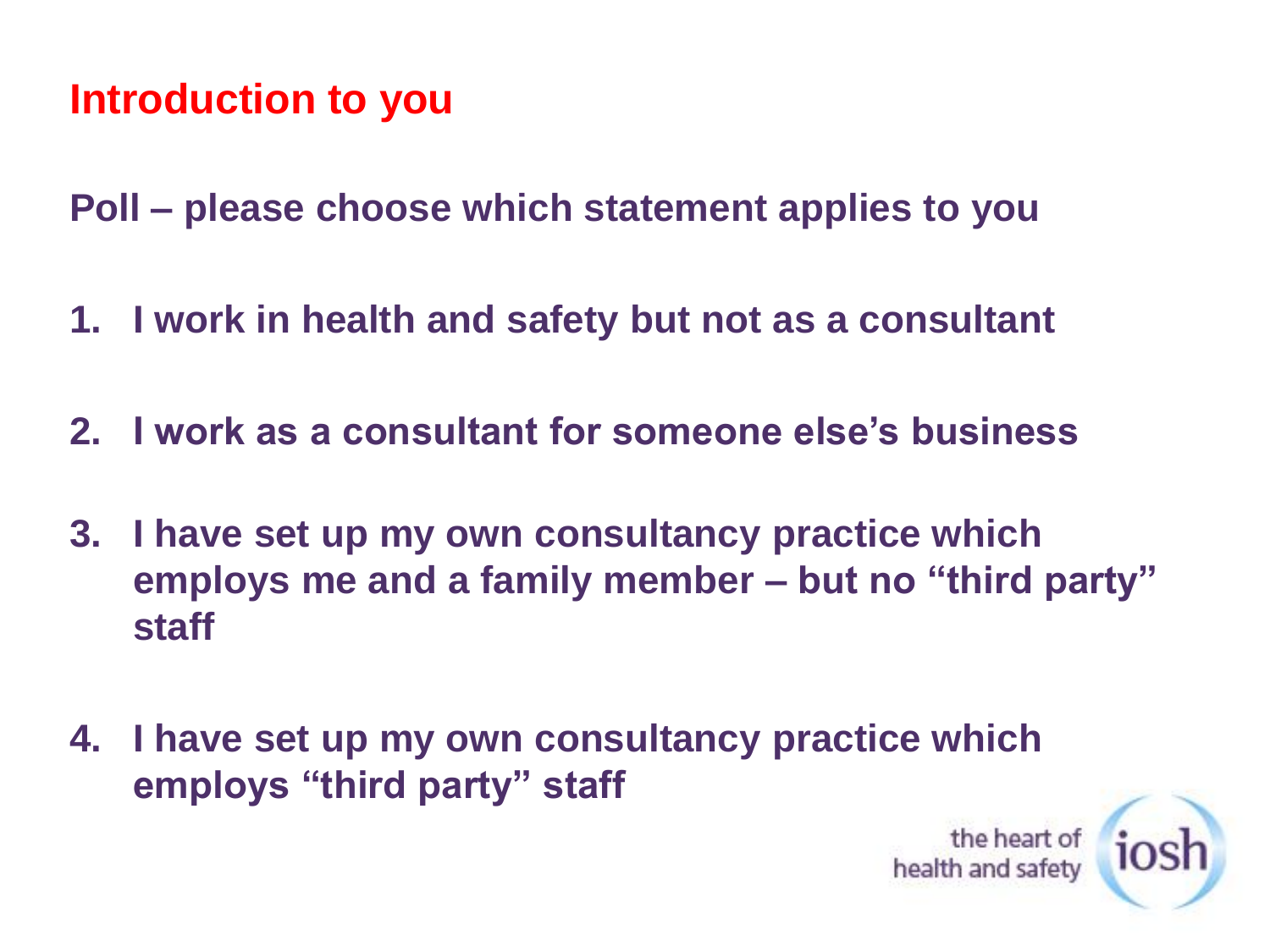## Introduction to you

**Poll – please choose which statement applies to you**

1. **I work in health and safety but not as a consultant**
2. **I work as a consultant for someone else's business**
3. **I have set up my own consultancy practice which employs me and a family member – but no "third party" staff**
4. **I have set up my own consultancy practice which employs "third party" staff**

the heart of health and safety iosh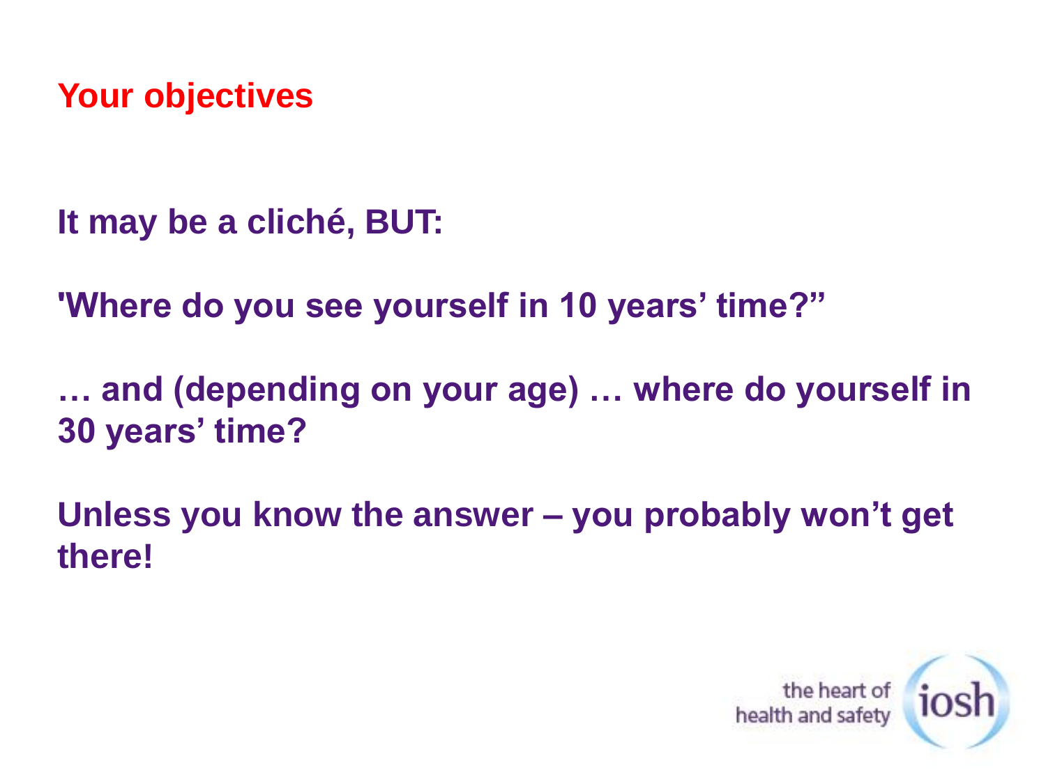## Your objectives

**It may be a cliché, BUT:**

**'Where do you see yourself in 10 years' time?"**

**… and (depending on your age) … where do yourself in 30 years' time?**

**Unless you know the answer – you probably won't get there!**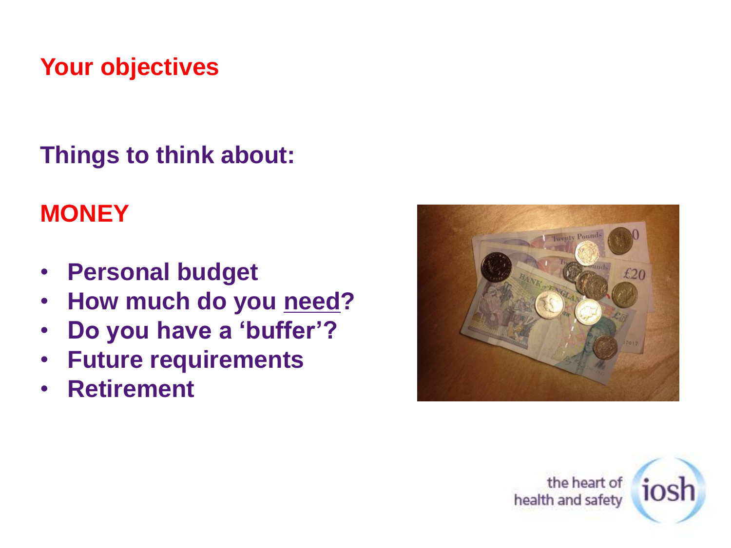## Your objectives

### Things to think about:

### MONEY

- **Personal budget**
- **How much do you <u>need</u>?**
- **Do you have a 'buffer'?**
- **Future requirements**
- **Retirement**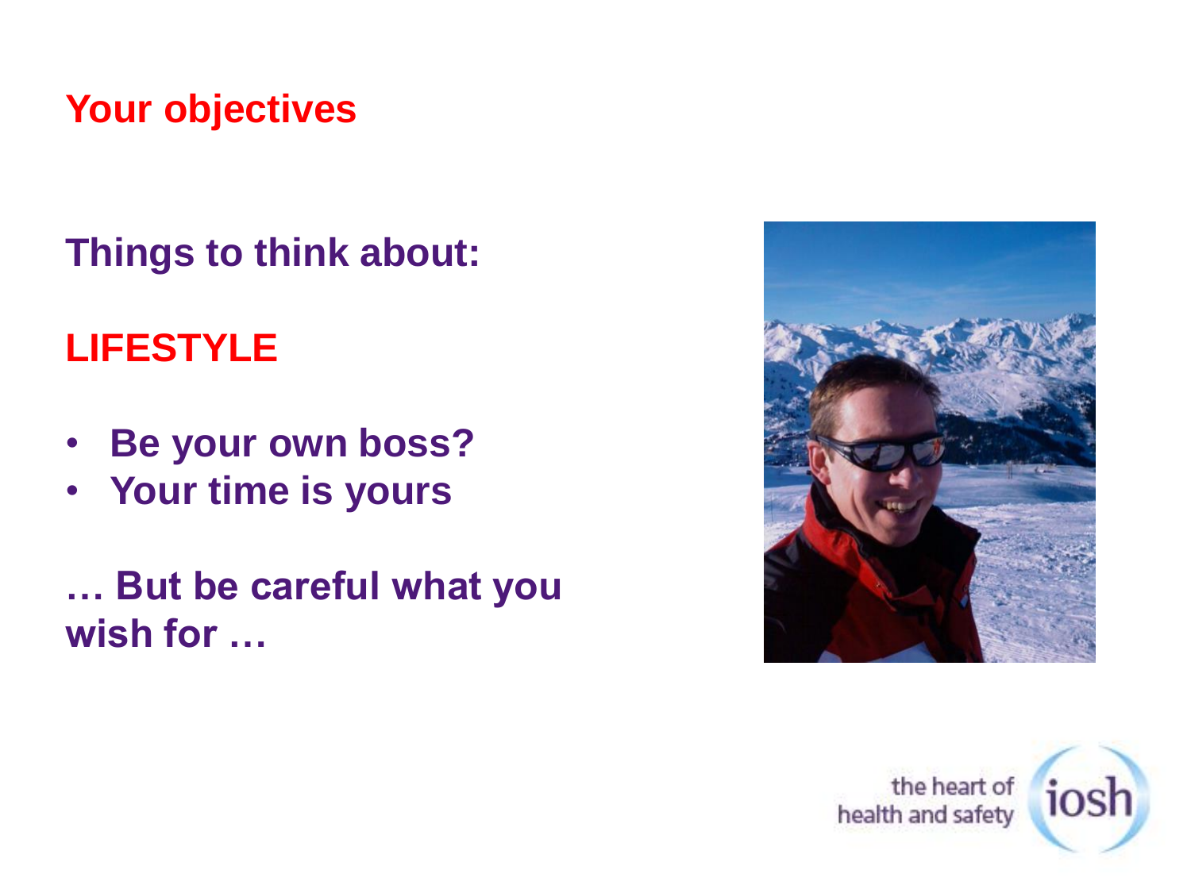## Your objectives

**Things to think about:**

**LIFESTYLE**

- **Be your own boss?**
- **Your time is yours**

**… But be careful what you wish for …**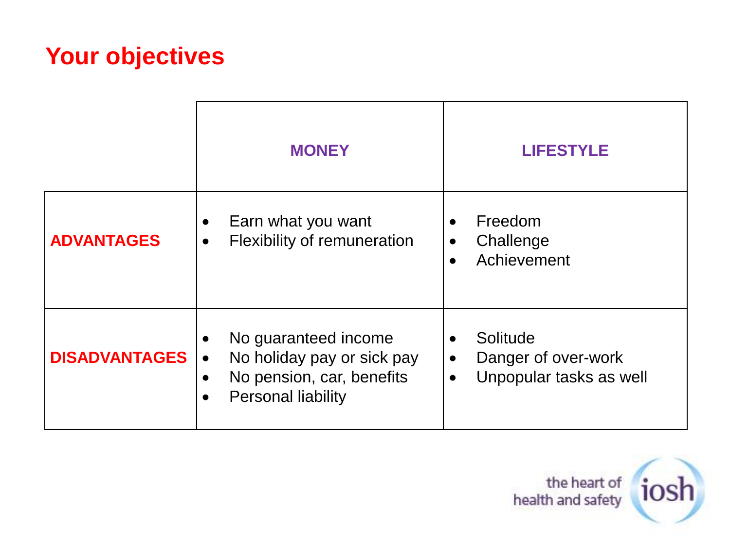# Your objectives

| | MONEY | LIFESTYLE |
|---|---|---|
| **ADVANTAGES** | • Earn what you want<br>• Flexibility of remuneration | • Freedom<br>• Challenge<br>• Achievement |
| **DISADVANTAGES** | • No guaranteed income<br>• No holiday pay or sick pay<br>• No pension, car, benefits<br>• Personal liability | • Solitude<br>• Danger of over-work<br>• Unpopular tasks as well |

the heart of health and safety iosh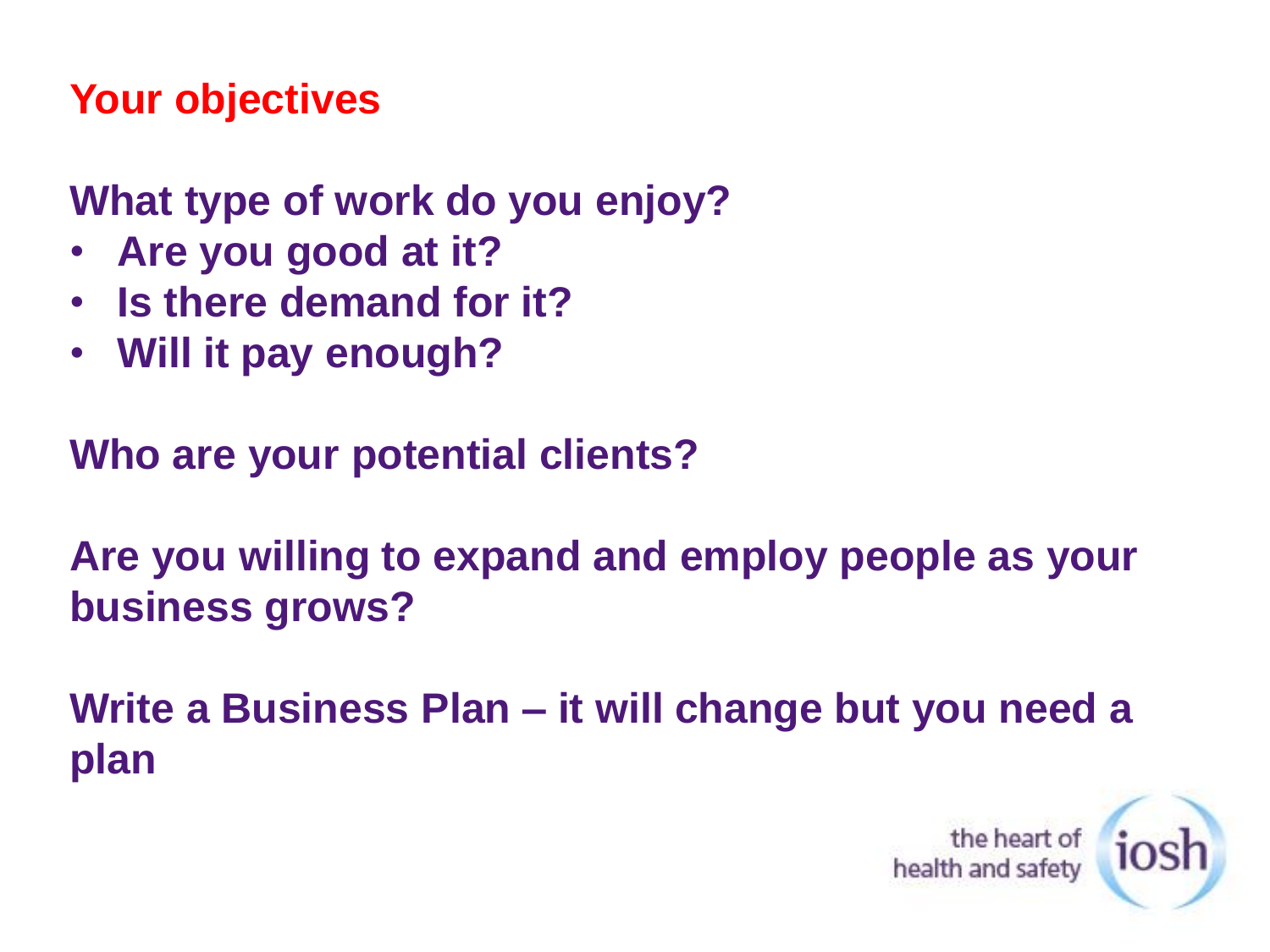# Your objectives

**What type of work do you enjoy?**

- **Are you good at it?**
- **Is there demand for it?**
- **Will it pay enough?**

**Who are your potential clients?**

**Are you willing to expand and employ people as your business grows?**

**Write a Business Plan – it will change but you need a plan**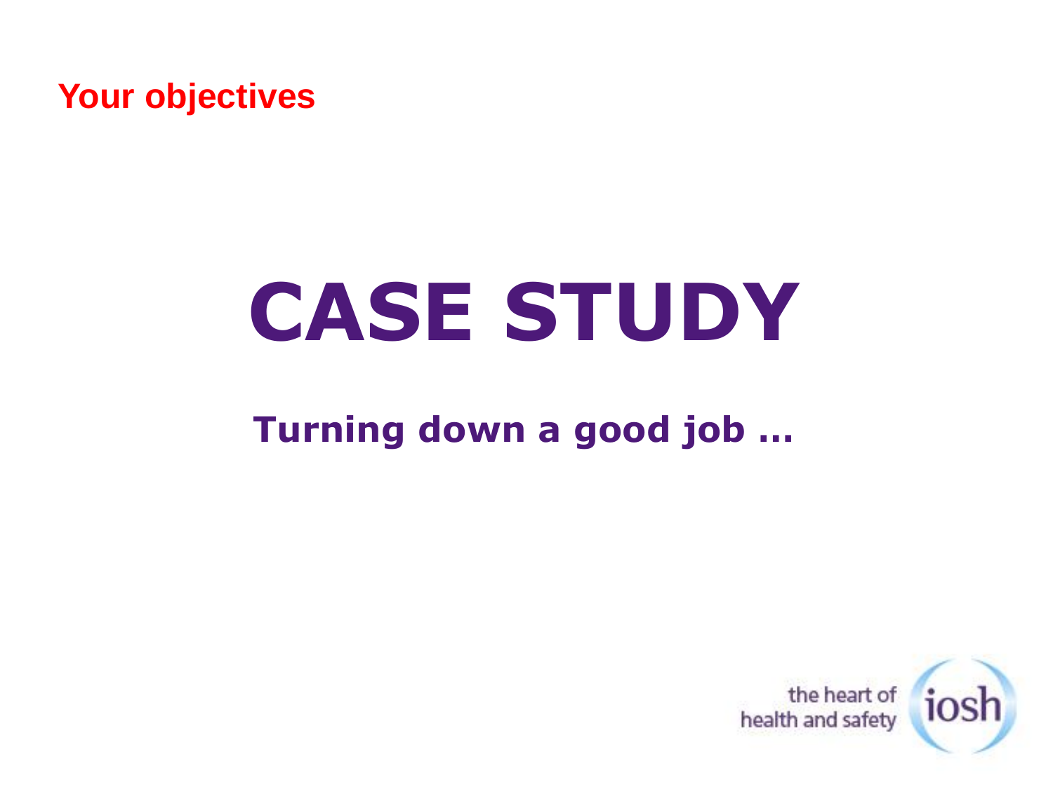Your objectives

# CASE STUDY

## Turning down a good job …

the heart of health and safety iosh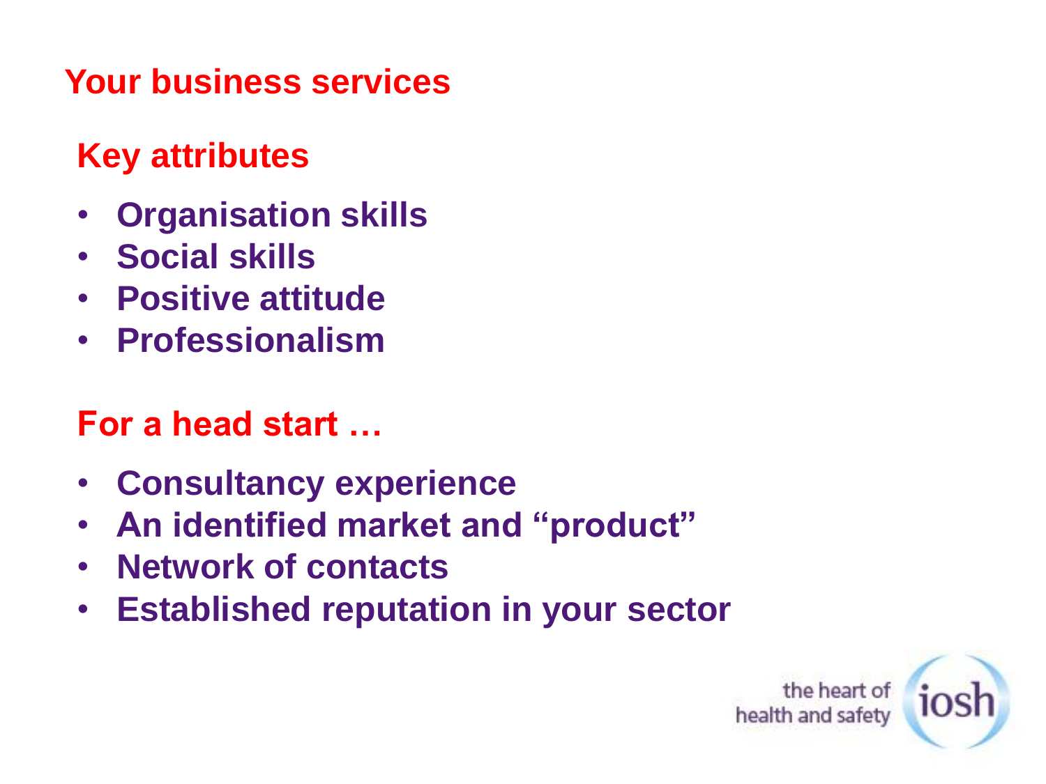## Your business services

### Key attributes

- Organisation skills
- Social skills
- Positive attitude
- Professionalism

### For a head start …

- Consultancy experience
- An identified market and "product"
- Network of contacts
- Established reputation in your sector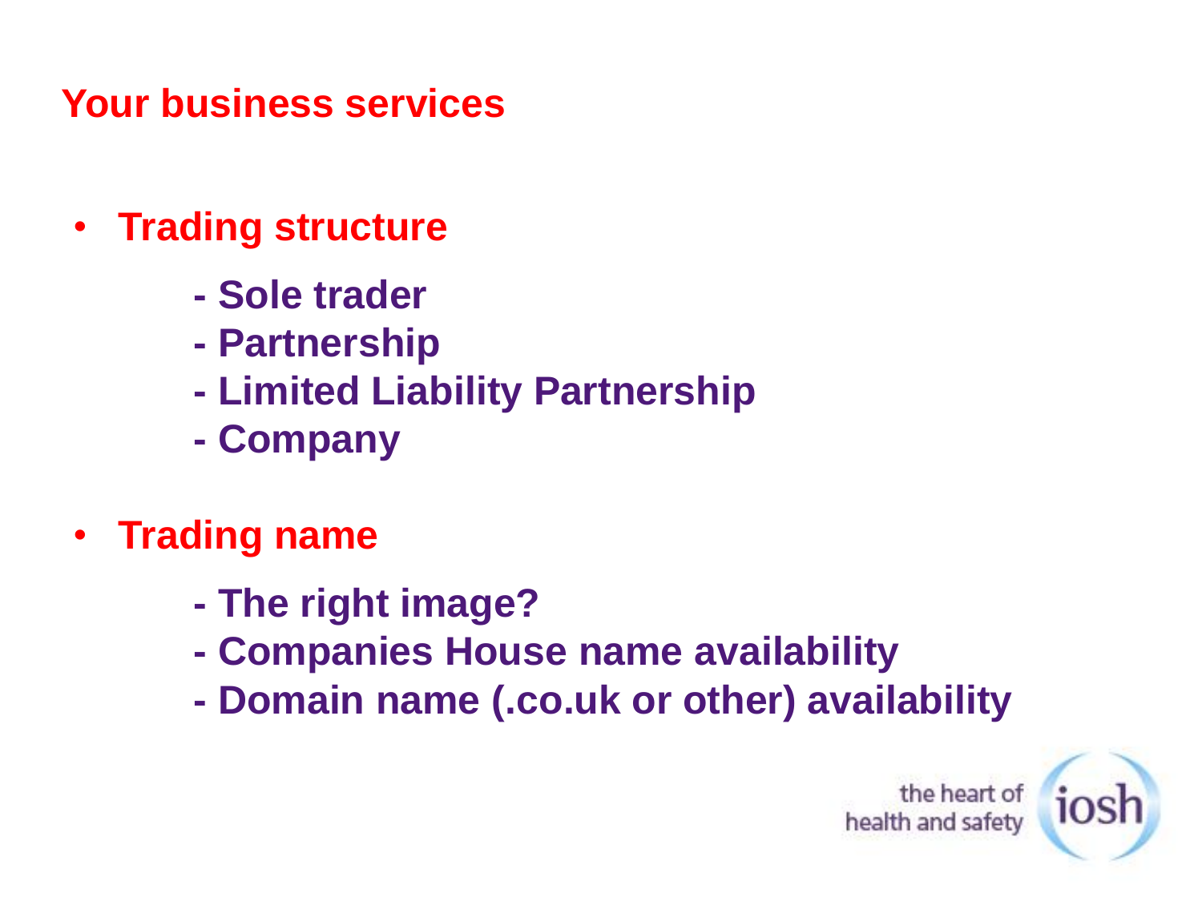## Your business services

- **Trading structure**
  - Sole trader
  - Partnership
  - Limited Liability Partnership
  - Company
- **Trading name**
  - The right image?
  - Companies House name availability
  - Domain name (.co.uk or other) availability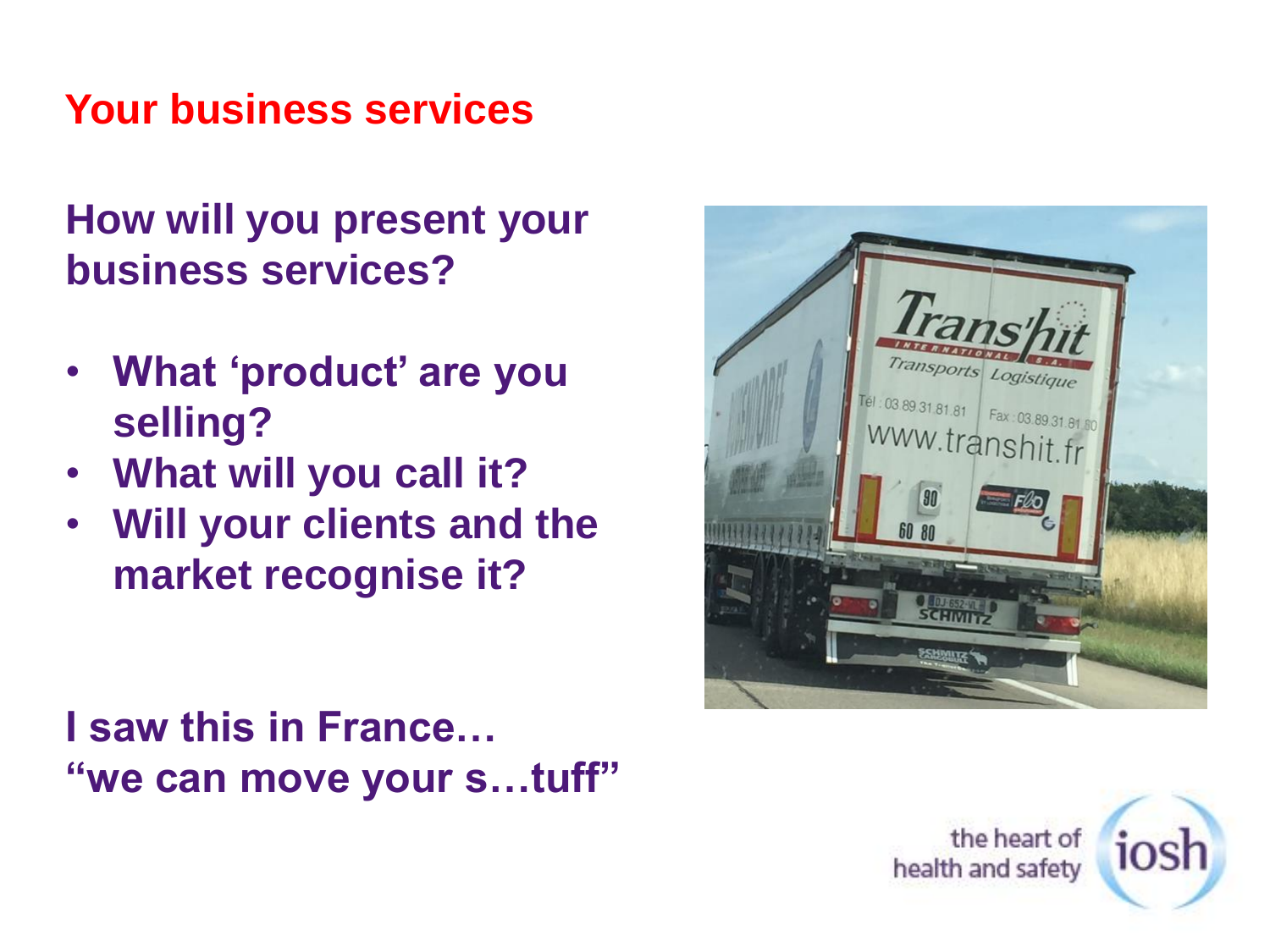## Your business services

**How will you present your business services?**

- **What 'product' are you selling?**
- **What will you call it?**
- **Will your clients and the market recognise it?**

**I saw this in France…**
**"we can move your s…tuff"**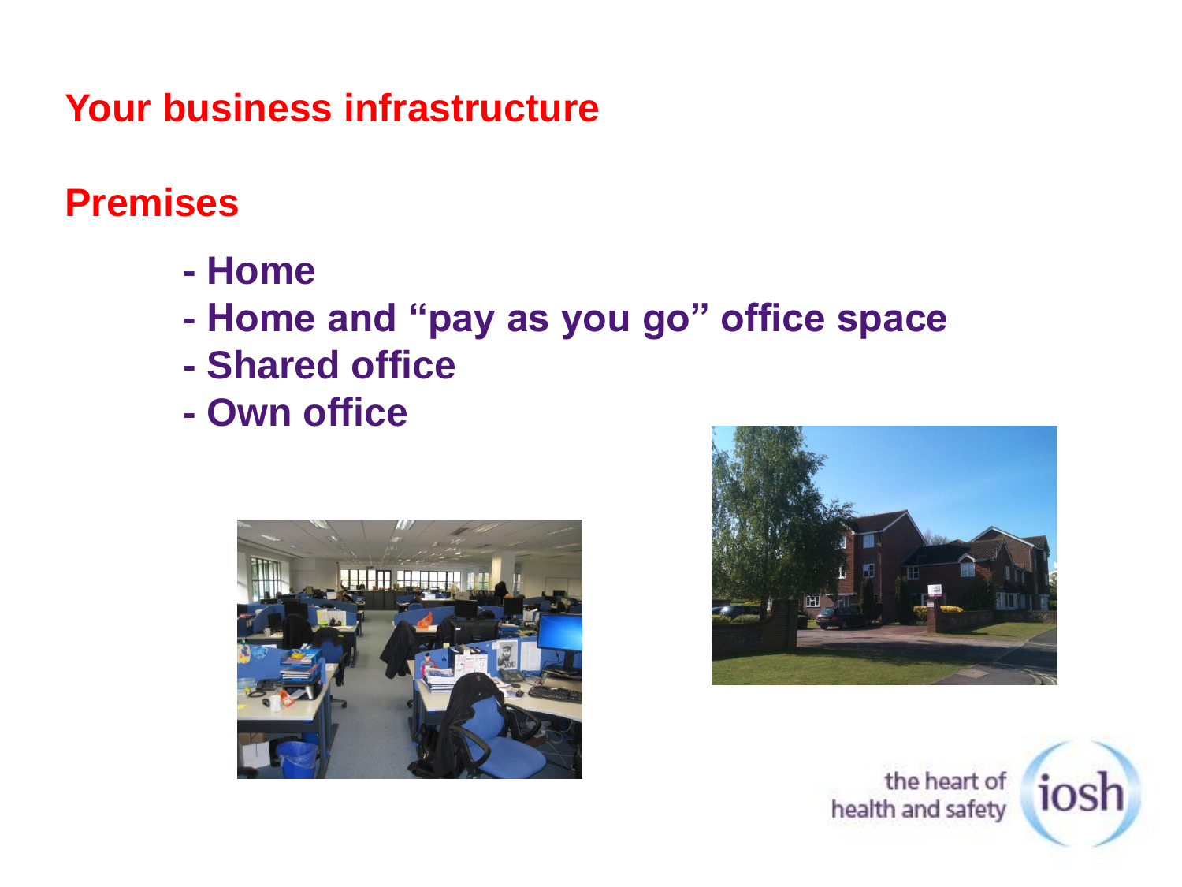## Your business infrastructure

## Premises

- Home
- Home and "pay as you go" office space
- Shared office
- Own office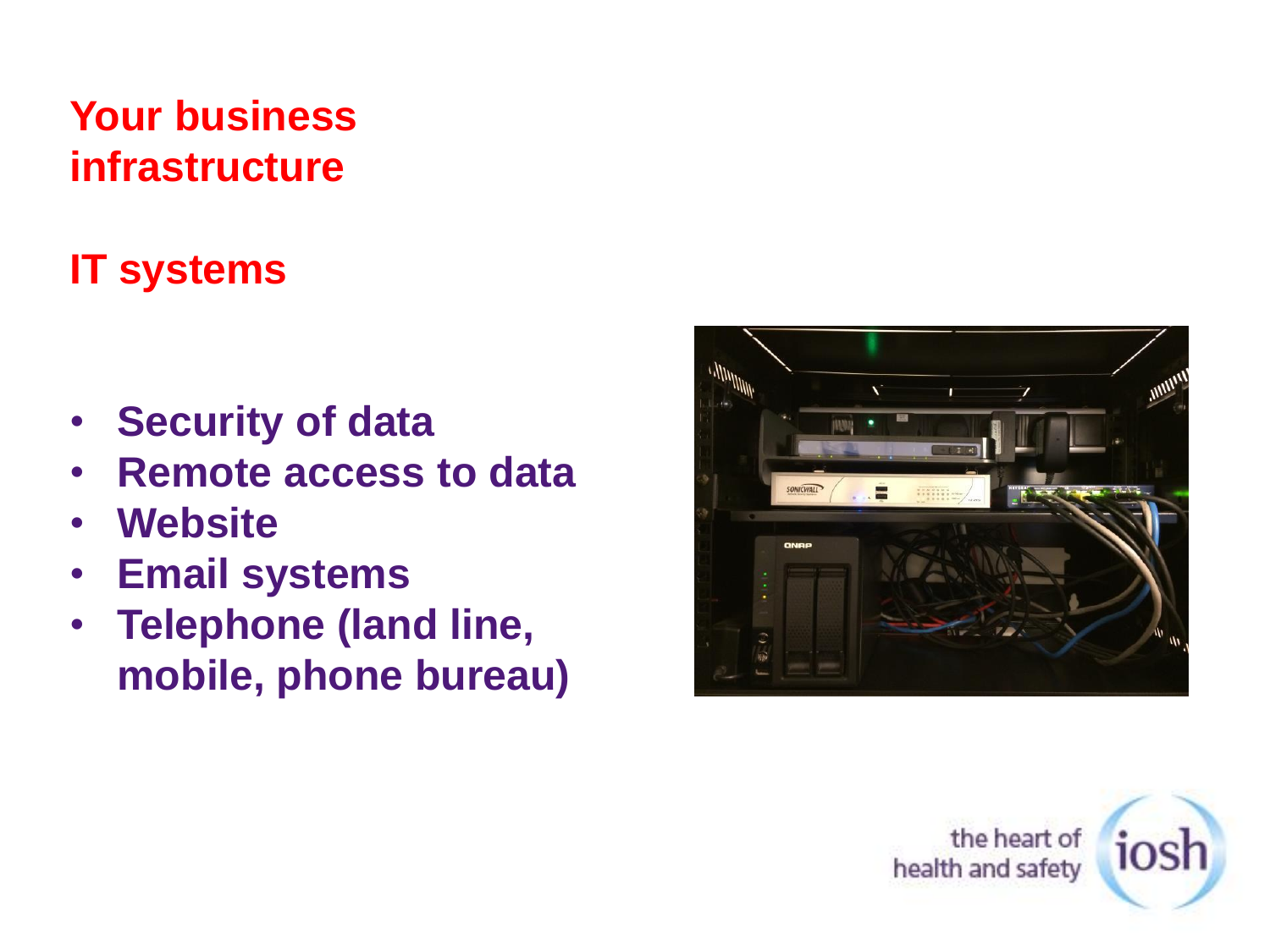# Your business infrastructure

## IT systems

- Security of data
- Remote access to data
- Website
- Email systems
- Telephone (land line, mobile, phone bureau)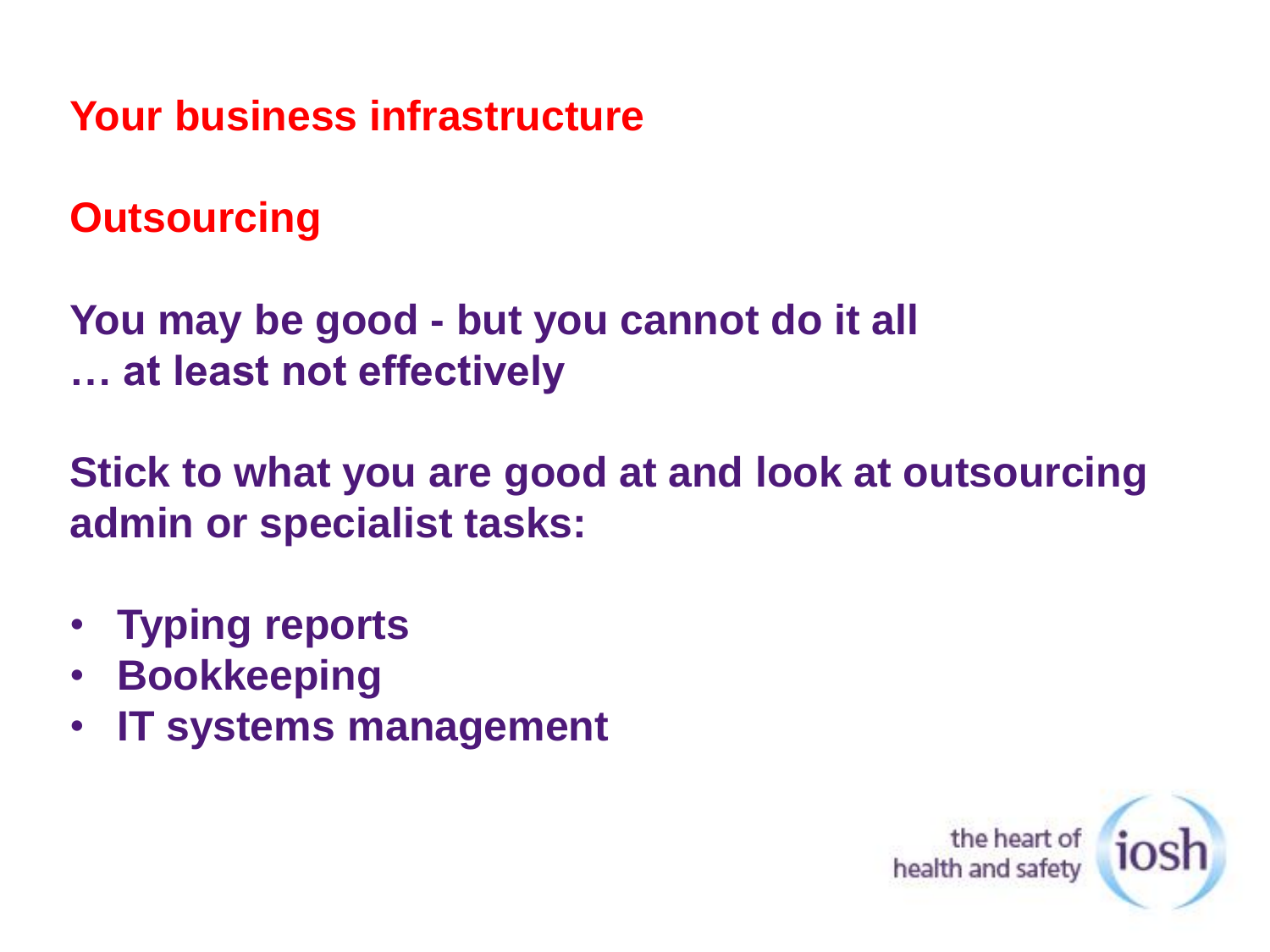## Your business infrastructure

## Outsourcing

**You may be good - but you cannot do it all**
**… at least not effectively**

**Stick to what you are good at and look at outsourcing admin or specialist tasks:**

- **Typing reports**
- **Bookkeeping**
- **IT systems management**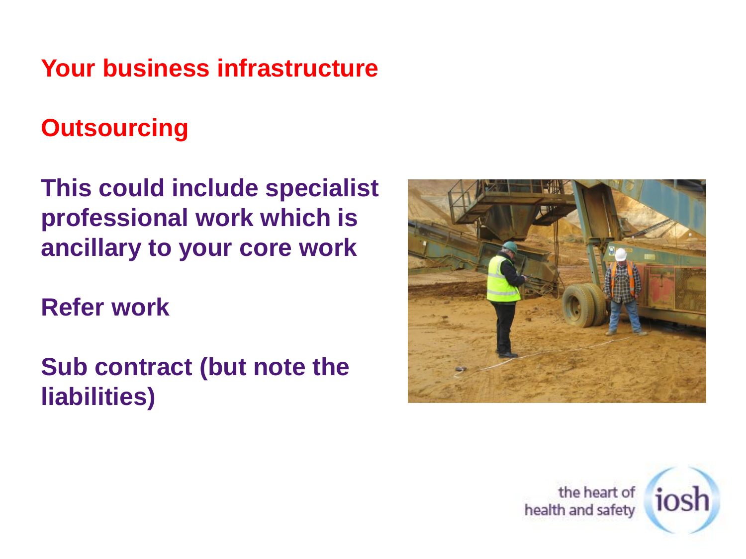## Your business infrastructure

## Outsourcing

**This could include specialist professional work which is ancillary to your core work**

**Refer work**

**Sub contract (but note the liabilities)**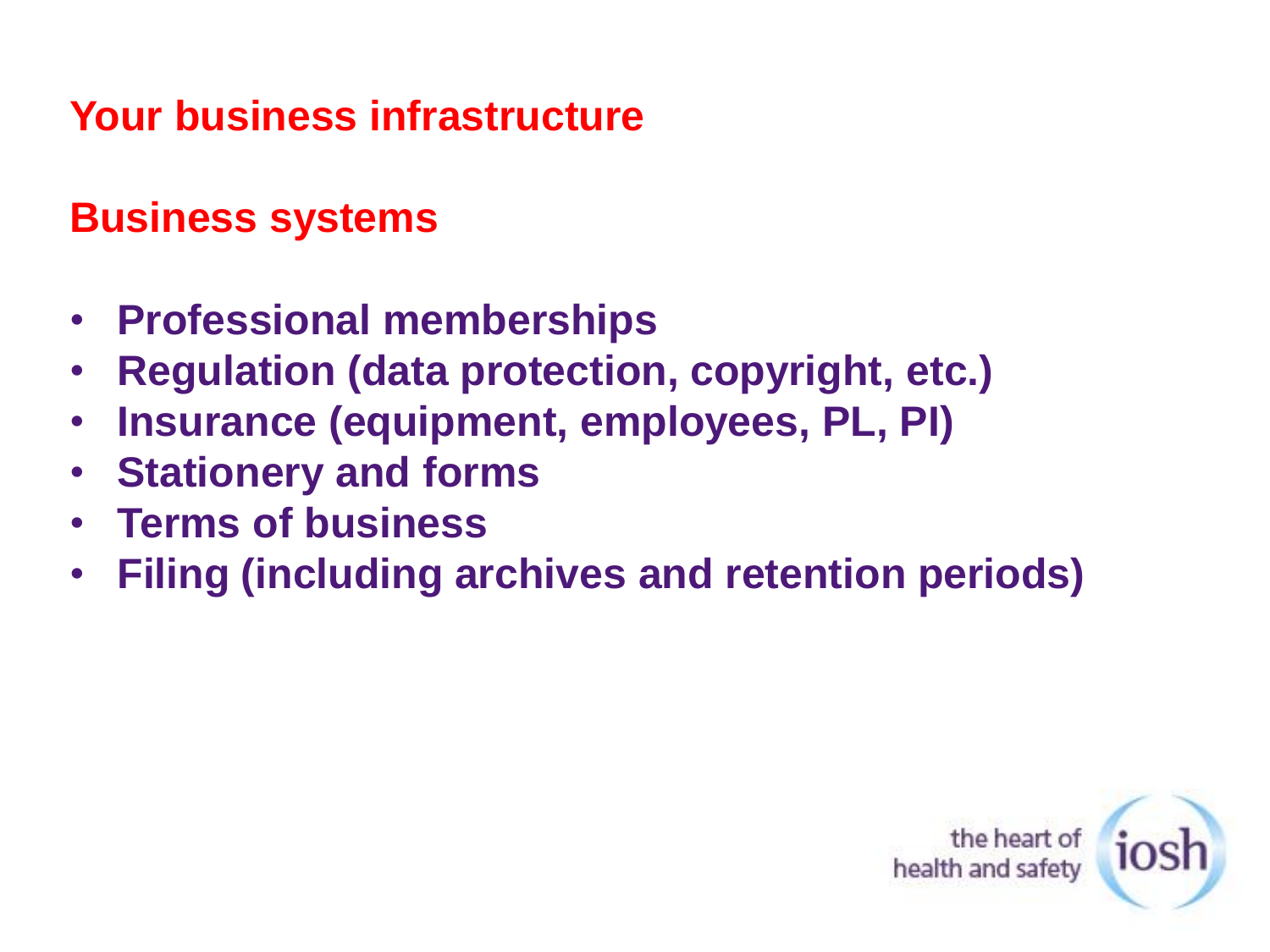## Your business infrastructure

### Business systems

- **Professional memberships**
- **Regulation (data protection, copyright, etc.)**
- **Insurance (equipment, employees, PL, PI)**
- **Stationery and forms**
- **Terms of business**
- **Filing (including archives and retention periods)**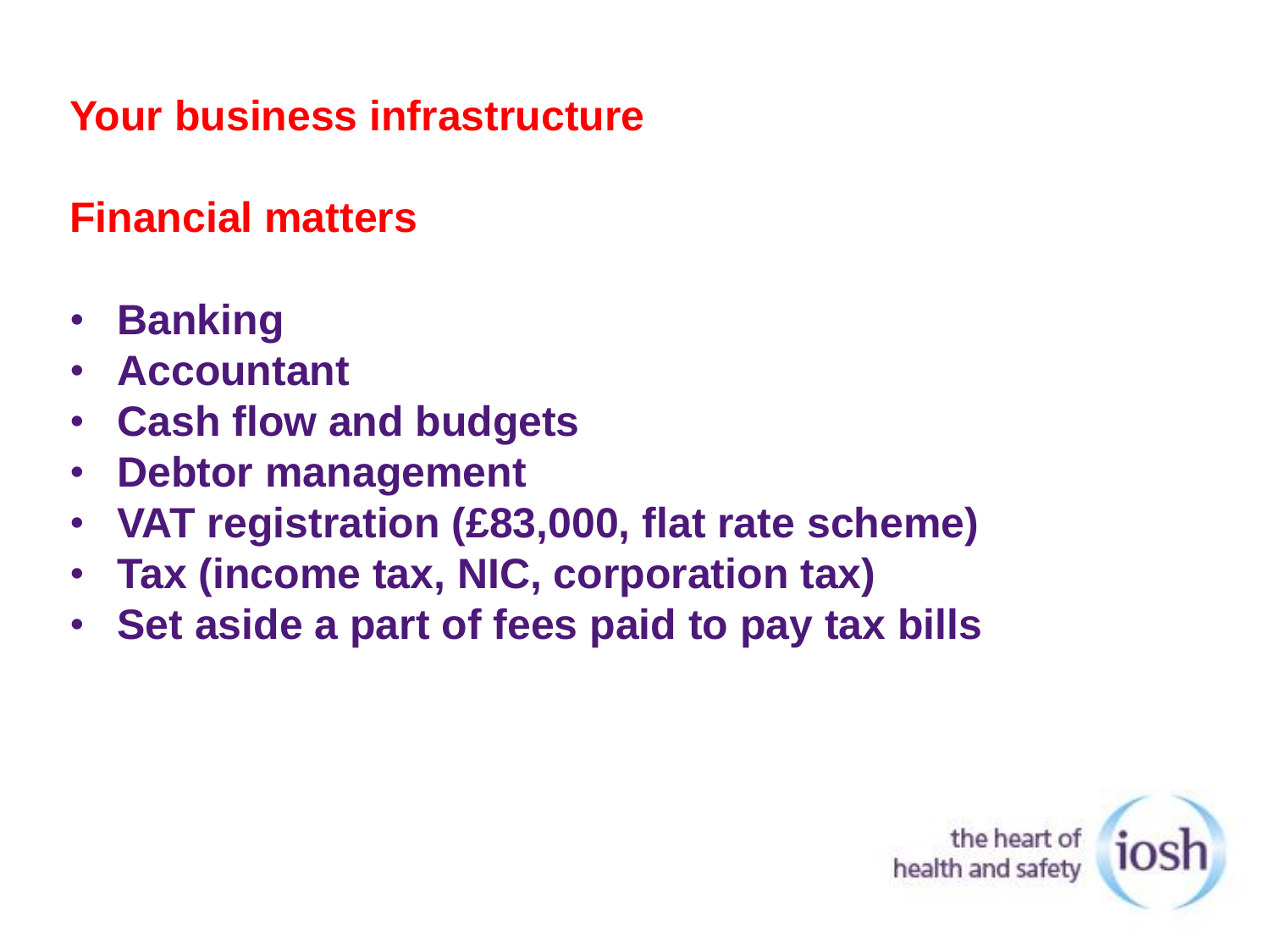## Your business infrastructure

## Financial matters

- **Banking**
- **Accountant**
- **Cash flow and budgets**
- **Debtor management**
- **VAT registration (£83,000, flat rate scheme)**
- **Tax (income tax, NIC, corporation tax)**
- **Set aside a part of fees paid to pay tax bills**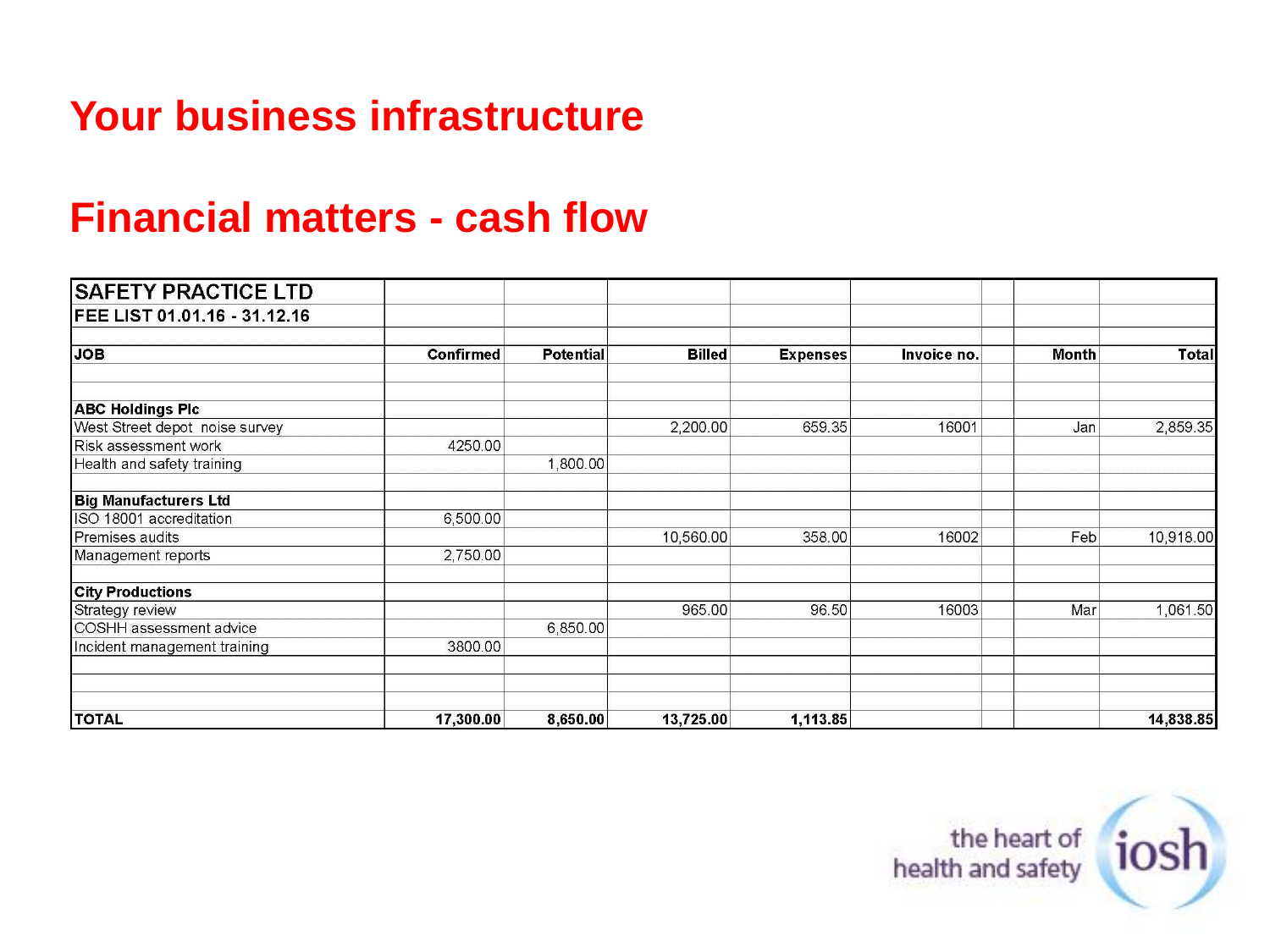# Your business infrastructure

## Financial matters - cash flow

| SAFETY PRACTICE LTD | | | | | | | | |
|---|---|---|---|---|---|---|---|---|
| FEE LIST 01.01.16 - 31.12.16 | | | | | | | | |
| **JOB** | **Confirmed** | **Potential** | **Billed** | **Expenses** | **Invoice no.** | | **Month** | **Total** |
| | | | | | | | | |
| **ABC Holdings Plc** | | | | | | | | |
| West Street depot noise survey | | | 2,200.00 | 659.35 | 16001 | | Jan | 2,859.35 |
| Risk assessment work | 4250.00 | | | | | | | |
| Health and safety training | | 1,800.00 | | | | | | |
| | | | | | | | | |
| **Big Manufacturers Ltd** | | | | | | | | |
| ISO 18001 accreditation | 6,500.00 | | | | | | | |
| Premises audits | | | 10,560.00 | 358.00 | 16002 | | Feb | 10,918.00 |
| Management reports | 2,750.00 | | | | | | | |
| | | | | | | | | |
| **City Productions** | | | | | | | | |
| Strategy review | | | 965.00 | 96.50 | 16003 | | Mar | 1,061.50 |
| COSHH assessment advice | | 6,850.00 | | | | | | |
| Incident management training | 3800.00 | | | | | | | |
| | | | | | | | | |
| **TOTAL** | **17,300.00** | **8,650.00** | **13,725.00** | **1,113.85** | | | | **14,838.85** |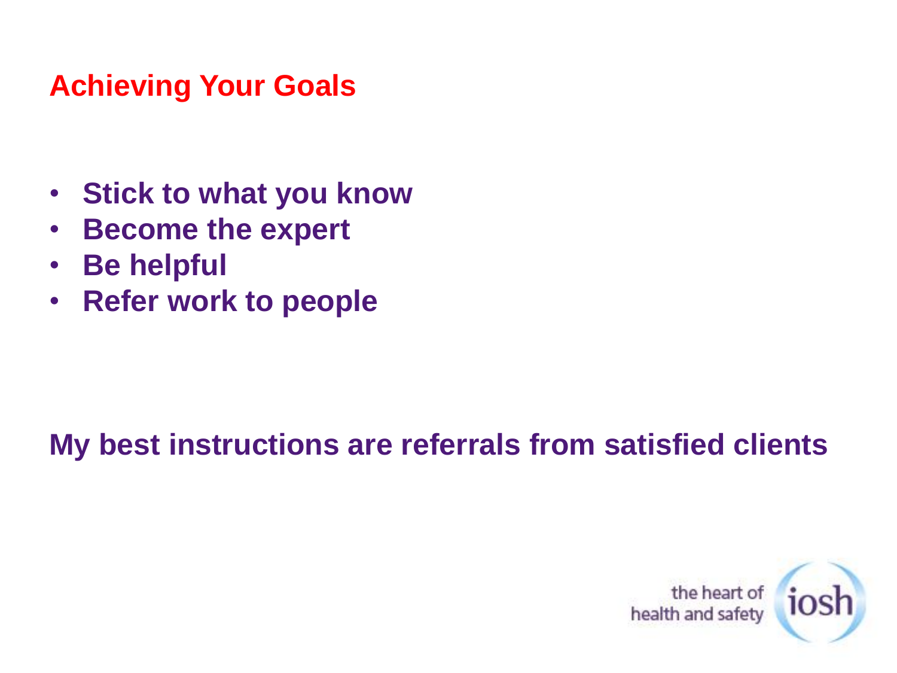## Achieving Your Goals

- **Stick to what you know**
- **Become the expert**
- **Be helpful**
- **Refer work to people**

**My best instructions are referrals from satisfied clients**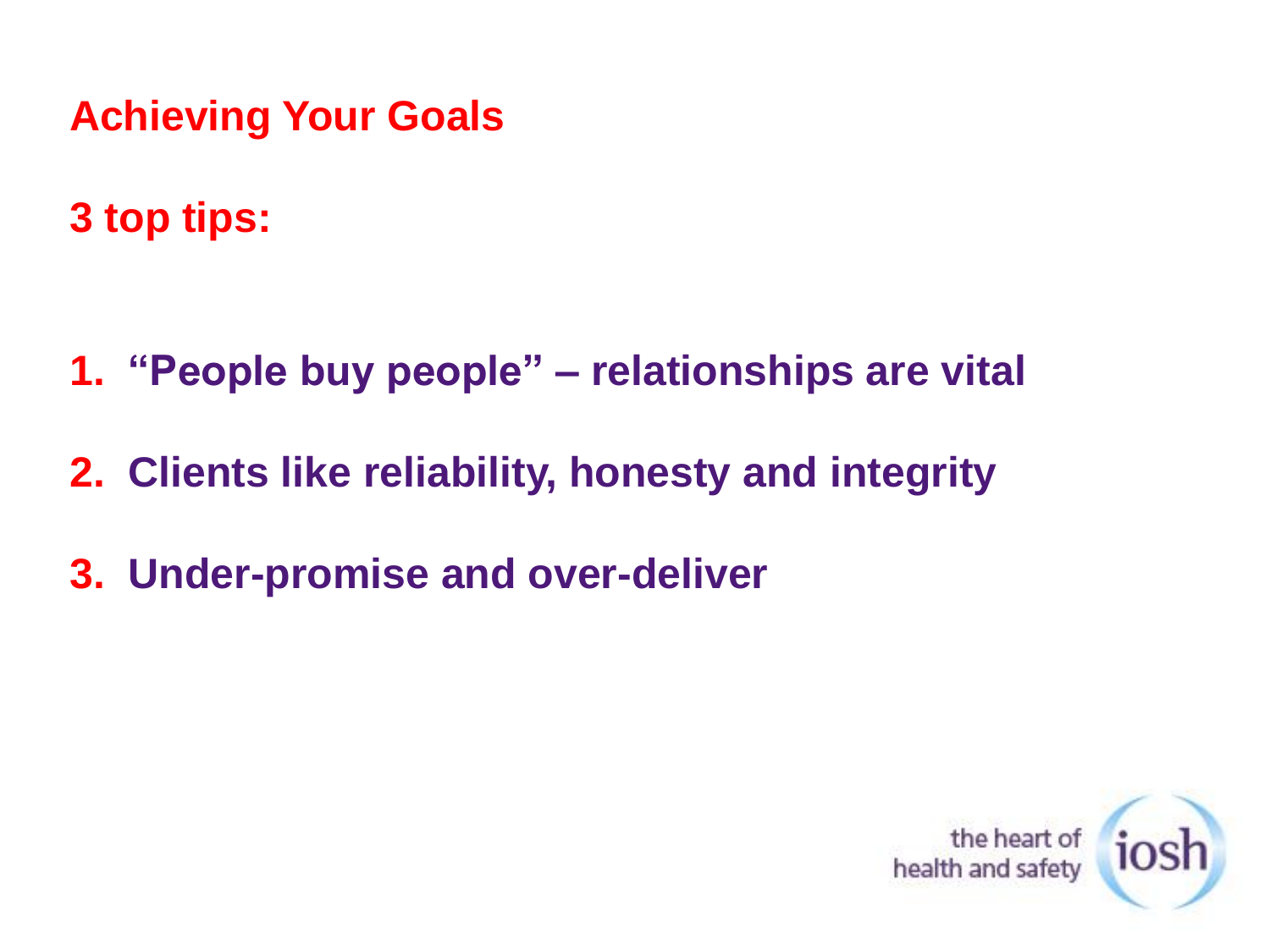## Achieving Your Goals

**3 top tips:**

1. **"People buy people" – relationships are vital**
2. **Clients like reliability, honesty and integrity**
3. **Under-promise and over-deliver**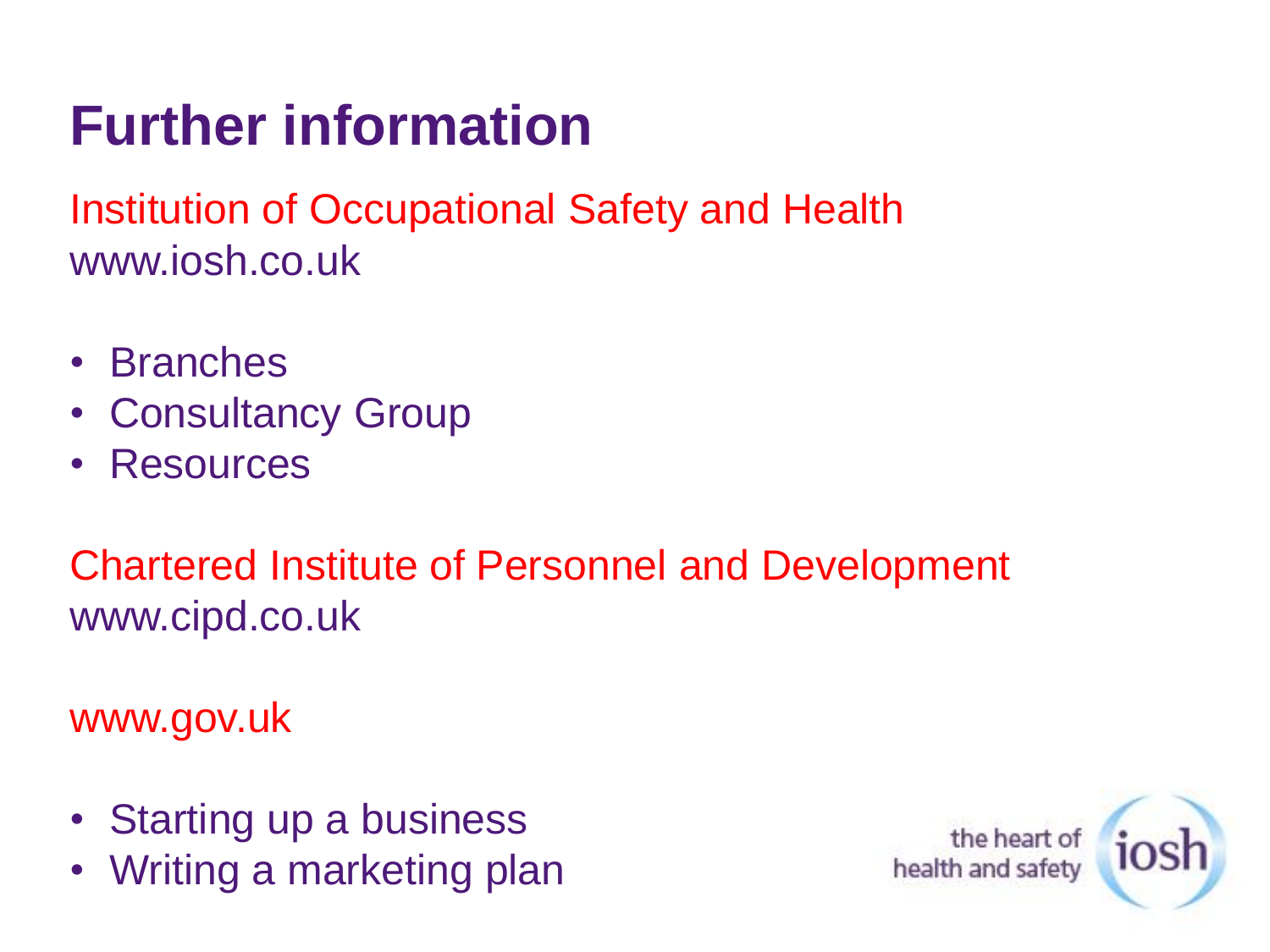# Further information

Institution of Occupational Safety and Health
www.iosh.co.uk

- Branches
- Consultancy Group
- Resources

Chartered Institute of Personnel and Development
www.cipd.co.uk

www.gov.uk

- Starting up a business
- Writing a marketing plan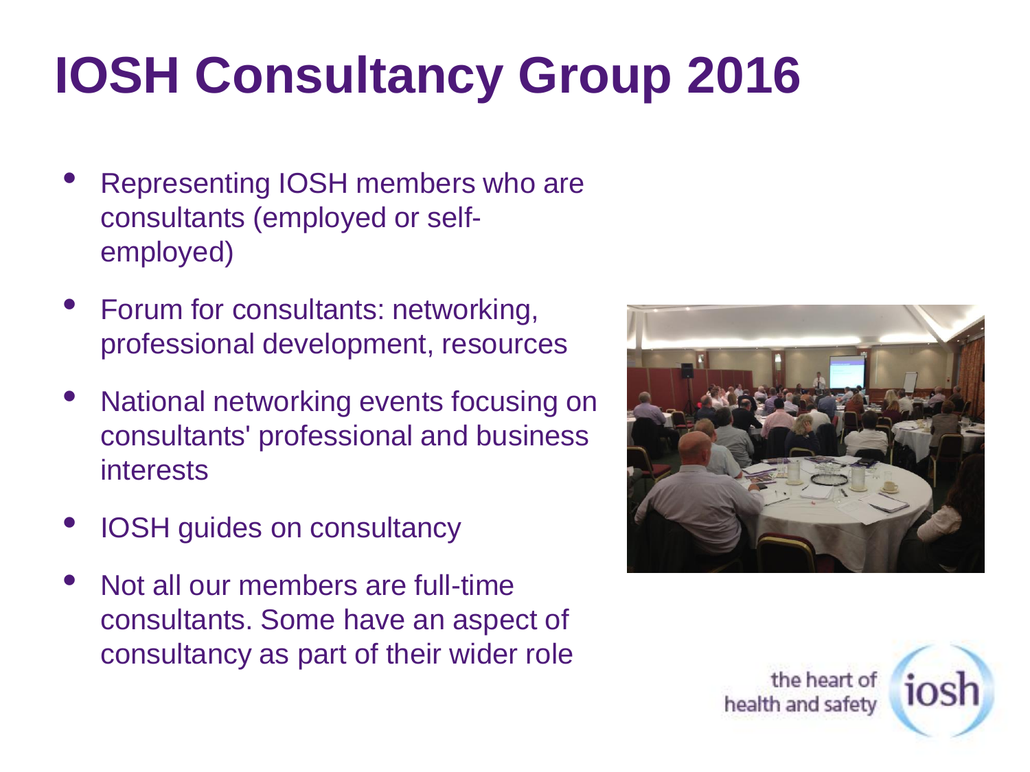# IOSH Consultancy Group 2016

- Representing IOSH members who are consultants (employed or self-employed)
- Forum for consultants: networking, professional development, resources
- National networking events focusing on consultants' professional and business interests
- IOSH guides on consultancy
- Not all our members are full-time consultants. Some have an aspect of consultancy as part of their wider role

the heart of health and safety iosh